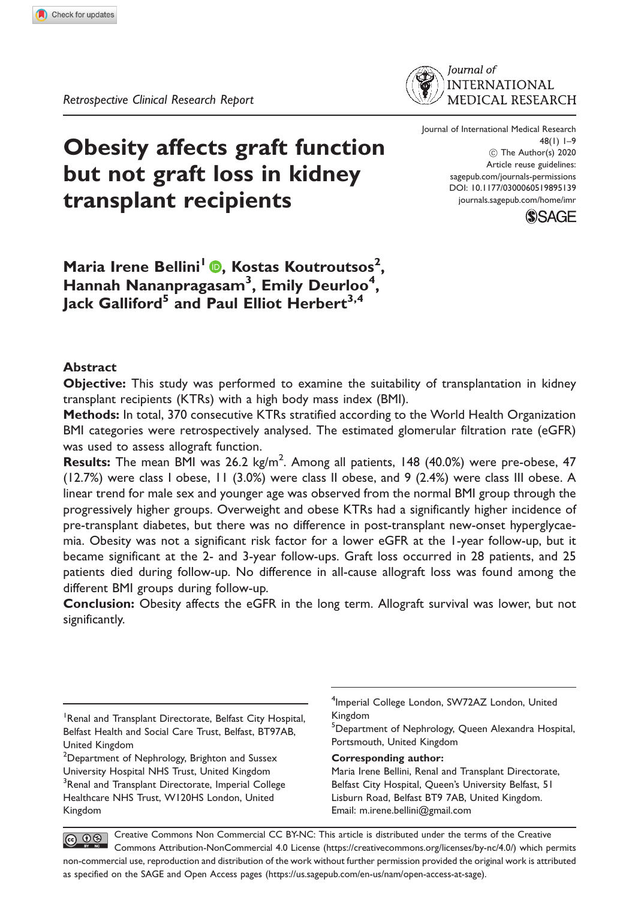*Retrospective Clinical Research Report*

Journal of International Medical Research
48(1) 1–9
© The Author(s) 2020
Article reuse guidelines:
sagepub.com/journals-permissions
DOI: 10.1177/0300060519895139
journals.sagepub.com/home/imr

# Obesity affects graft function but not graft loss in kidney transplant recipients

**Maria Irene Bellini[1], Kostas Koutroutsos[2], Hannah Nananpragasam[3], Emily Deurloo[4], Jack Galliford[5] and Paul Elliot Herbert[3,4]**

## Abstract

**Objective:** This study was performed to examine the suitability of transplantation in kidney transplant recipients (KTRs) with a high body mass index (BMI).

**Methods:** In total, 370 consecutive KTRs stratified according to the World Health Organization BMI categories were retrospectively analysed. The estimated glomerular filtration rate (eGFR) was used to assess allograft function.

**Results:** The mean BMI was 26.2 kg/m$^2$. Among all patients, 148 (40.0%) were pre-obese, 47 (12.7%) were class I obese, 11 (3.0%) were class II obese, and 9 (2.4%) were class III obese. A linear trend for male sex and younger age was observed from the normal BMI group through the progressively higher groups. Overweight and obese KTRs had a significantly higher incidence of pre-transplant diabetes, but there was no difference in post-transplant new-onset hyperglycaemia. Obesity was not a significant risk factor for a lower eGFR at the 1-year follow-up, but it became significant at the 2- and 3-year follow-ups. Graft loss occurred in 28 patients, and 25 patients died during follow-up. No difference in all-cause allograft loss was found among the different BMI groups during follow-up.

**Conclusion:** Obesity affects the eGFR in the long term. Allograft survival was lower, but not significantly.

---

[1]Renal and Transplant Directorate, Belfast City Hospital, Belfast Health and Social Care Trust, Belfast, BT97AB, United Kingdom
[2]Department of Nephrology, Brighton and Sussex University Hospital NHS Trust, United Kingdom
[3]Renal and Transplant Directorate, Imperial College Healthcare NHS Trust, W120HS London, United Kingdom
[4]Imperial College London, SW72AZ London, United Kingdom
[5]Department of Nephrology, Queen Alexandra Hospital, Portsmouth, United Kingdom

**Corresponding author:**
Maria Irene Bellini, Renal and Transplant Directorate, Belfast City Hospital, Queen's University Belfast, 51 Lisburn Road, Belfast BT9 7AB, United Kingdom.
Email: m.irene.bellini@gmail.com

Creative Commons Non Commercial CC BY-NC: This article is distributed under the terms of the Creative Commons Attribution-NonCommercial 4.0 License (https://creativecommons.org/licenses/by-nc/4.0/) which permits non-commercial use, reproduction and distribution of the work without further permission provided the original work is attributed as specified on the SAGE and Open Access pages (https://us.sagepub.com/en-us/nam/open-access-at-sage).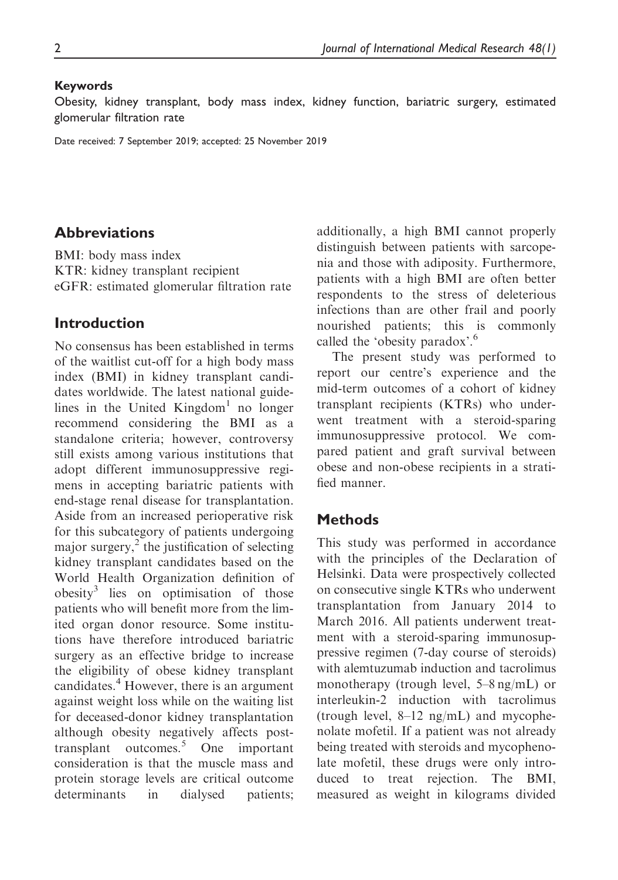**Keywords**

Obesity, kidney transplant, body mass index, kidney function, bariatric surgery, estimated glomerular filtration rate

Date received: 7 September 2019; accepted: 25 November 2019

## Abbreviations

BMI: body mass index
KTR: kidney transplant recipient
eGFR: estimated glomerular filtration rate

## Introduction

No consensus has been established in terms of the waitlist cut-off for a high body mass index (BMI) in kidney transplant candidates worldwide. The latest national guidelines in the United Kingdom[1] no longer recommend considering the BMI as a standalone criteria; however, controversy still exists among various institutions that adopt different immunosuppressive regimens in accepting bariatric patients with end-stage renal disease for transplantation. Aside from an increased perioperative risk for this subcategory of patients undergoing major surgery,[2] the justification of selecting kidney transplant candidates based on the World Health Organization definition of obesity[3] lies on optimisation of those patients who will benefit more from the limited organ donor resource. Some institutions have therefore introduced bariatric surgery as an effective bridge to increase the eligibility of obese kidney transplant candidates.[4] However, there is an argument against weight loss while on the waiting list for deceased-donor kidney transplantation although obesity negatively affects post-transplant outcomes.[5] One important consideration is that the muscle mass and protein storage levels are critical outcome determinants in dialysed patients; additionally, a high BMI cannot properly distinguish between patients with sarcopenia and those with adiposity. Furthermore, patients with a high BMI are often better respondents to the stress of deleterious infections than are other frail and poorly nourished patients; this is commonly called the 'obesity paradox'.[6]

The present study was performed to report our centre's experience and the mid-term outcomes of a cohort of kidney transplant recipients (KTRs) who underwent treatment with a steroid-sparing immunosuppressive protocol. We compared patient and graft survival between obese and non-obese recipients in a stratified manner.

## Methods

This study was performed in accordance with the principles of the Declaration of Helsinki. Data were prospectively collected on consecutive single KTRs who underwent transplantation from January 2014 to March 2016. All patients underwent treatment with a steroid-sparing immunosuppressive regimen (7-day course of steroids) with alemtuzumab induction and tacrolimus monotherapy (trough level, 5–8 ng/mL) or interleukin-2 induction with tacrolimus (trough level, 8–12 ng/mL) and mycophenolate mofetil. If a patient was not already being treated with steroids and mycophenolate mofetil, these drugs were only introduced to treat rejection. The BMI, measured as weight in kilograms divided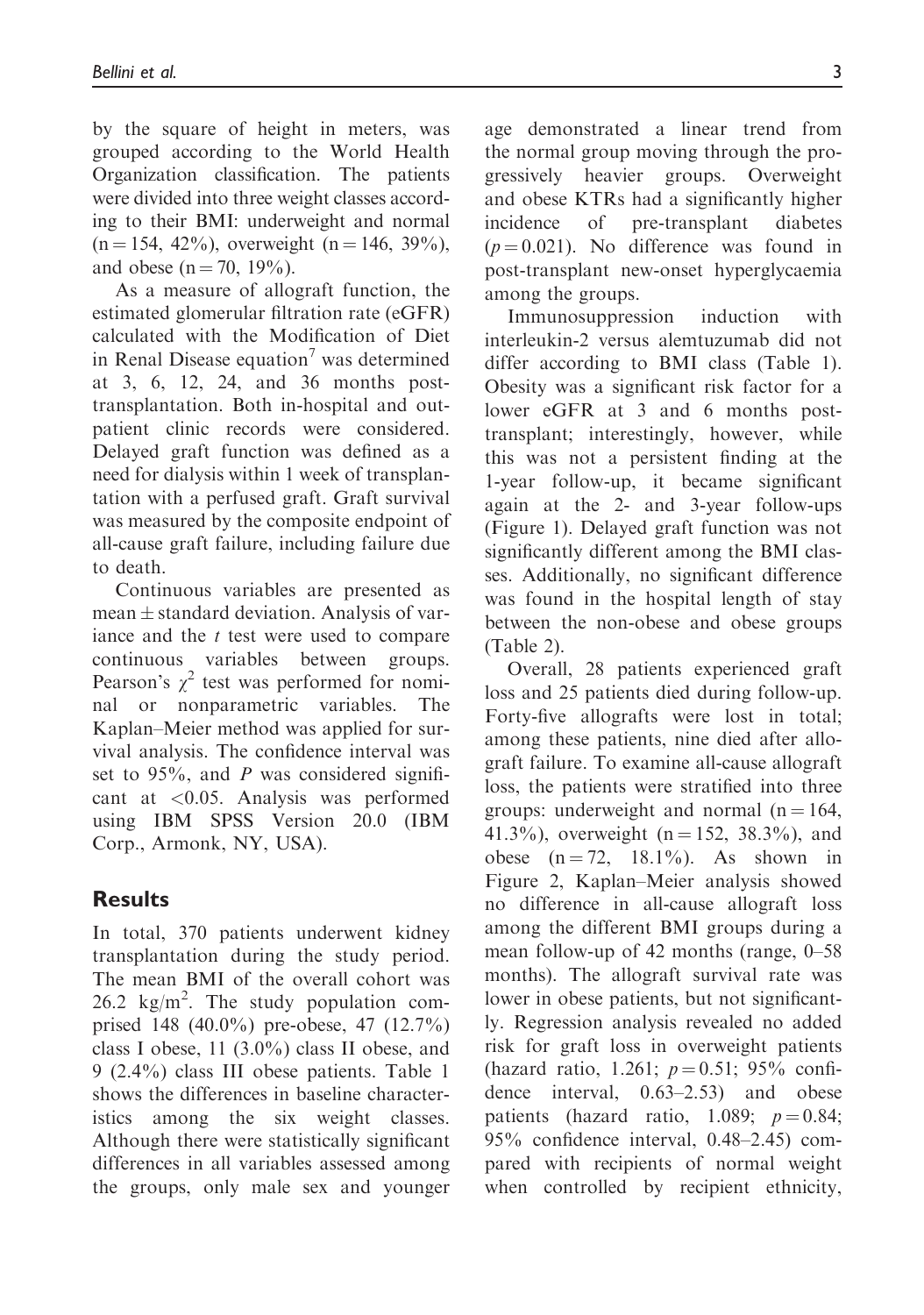by the square of height in meters, was grouped according to the World Health Organization classification. The patients were divided into three weight classes according to their BMI: underweight and normal (n = 154, 42%), overweight (n = 146, 39%), and obese (n = 70, 19%).

As a measure of allograft function, the estimated glomerular filtration rate (eGFR) calculated with the Modification of Diet in Renal Disease equation[7] was determined at 3, 6, 12, 24, and 36 months post-transplantation. Both in-hospital and outpatient clinic records were considered. Delayed graft function was defined as a need for dialysis within 1 week of transplantation with a perfused graft. Graft survival was measured by the composite endpoint of all-cause graft failure, including failure due to death.

Continuous variables are presented as mean ± standard deviation. Analysis of variance and the *t* test were used to compare continuous variables between groups. Pearson's $\chi^2$ test was performed for nominal or nonparametric variables. The Kaplan–Meier method was applied for survival analysis. The confidence interval was set to 95%, and *P* was considered significant at <0.05. Analysis was performed using IBM SPSS Version 20.0 (IBM Corp., Armonk, NY, USA).

## Results

In total, 370 patients underwent kidney transplantation during the study period. The mean BMI of the overall cohort was 26.2 kg/m$^2$. The study population comprised 148 (40.0%) pre-obese, 47 (12.7%) class I obese, 11 (3.0%) class II obese, and 9 (2.4%) class III obese patients. Table 1 shows the differences in baseline characteristics among the six weight classes. Although there were statistically significant differences in all variables assessed among the groups, only male sex and younger age demonstrated a linear trend from the normal group moving through the progressively heavier groups. Overweight and obese KTRs had a significantly higher incidence of pre-transplant diabetes ($p = 0.021$). No difference was found in post-transplant new-onset hyperglycaemia among the groups.

Immunosuppression induction with interleukin-2 versus alemtuzumab did not differ according to BMI class (Table 1). Obesity was a significant risk factor for a lower eGFR at 3 and 6 months post-transplant; interestingly, however, while this was not a persistent finding at the 1-year follow-up, it became significant again at the 2- and 3-year follow-ups (Figure 1). Delayed graft function was not significantly different among the BMI classes. Additionally, no significant difference was found in the hospital length of stay between the non-obese and obese groups (Table 2).

Overall, 28 patients experienced graft loss and 25 patients died during follow-up. Forty-five allografts were lost in total; among these patients, nine died after allograft failure. To examine all-cause allograft loss, the patients were stratified into three groups: underweight and normal (n = 164, 41.3%), overweight (n = 152, 38.3%), and obese (n = 72, 18.1%). As shown in Figure 2, Kaplan–Meier analysis showed no difference in all-cause allograft loss among the different BMI groups during a mean follow-up of 42 months (range, 0–58 months). The allograft survival rate was lower in obese patients, but not significantly. Regression analysis revealed no added risk for graft loss in overweight patients (hazard ratio, 1.261; $p = 0.51$; 95% confidence interval, 0.63–2.53) and obese patients (hazard ratio, 1.089; $p = 0.84$; 95% confidence interval, 0.48–2.45) compared with recipients of normal weight when controlled by recipient ethnicity,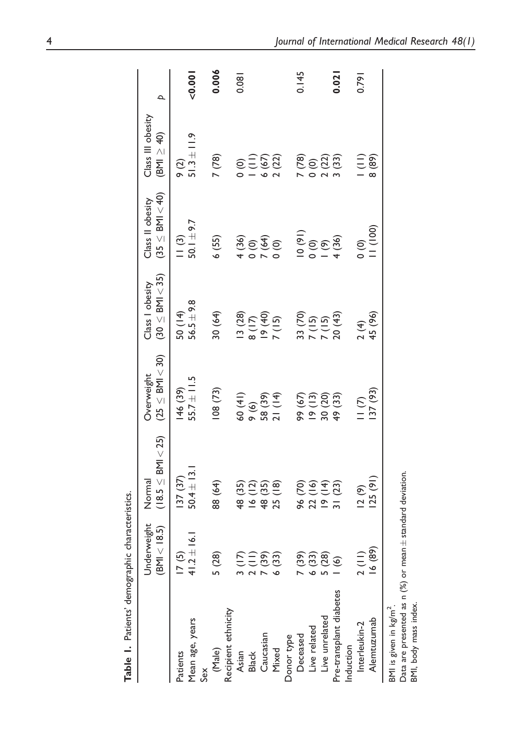**Table 1.** Patients' demographic characteristics.

| | Underweight (BMI < 18.5) | Normal (18.5 ≤ BMI < 25) | Overweight (25 ≤ BMI < 30) | Class I obesity (30 ≤ BMI < 35) | Class II obesity (35 ≤ BMI < 40) | Class III obesity (BMI ≥ 40) | p |
|---|---|---|---|---|---|---|---|
| Patients | 17 (5) | 137 (37) | 146 (39) | 50 (14) | 11 (3) | 9 (2) | |
| Mean age, years | 41.2 ± 16.1 | 50.4 ± 13.1 | 55.7 ± 11.5 | 56.5 ± 9.8 | 50.1 ± 9.7 | 51.3 ± 11.9 | **<0.001** |
| Sex | | | | | | | |
| (Male) | 5 (28) | 88 (64) | 108 (73) | 30 (64) | 6 (55) | 7 (78) | **0.006** |
| Recipient ethnicity | | | | | | | |
| Asian | 3 (17) | 48 (35) | 60 (41) | 13 (28) | 4 (36) | 0 (0) | 0.081 |
| Black | 2 (11) | 16 (12) | 9 (6) | 8 (17) | 0 (0) | 1 (11) | |
| Caucasian | 7 (39) | 48 (35) | 58 (39) | 19 (40) | 7 (64) | 6 (67) | |
| Mixed | 6 (33) | 25 (18) | 21 (14) | 7 (15) | 0 (0) | 2 (22) | |
| Donor type | | | | | | | |
| Deceased | 7 (39) | 96 (70) | 99 (67) | 33 (70) | 10 (91) | 7 (78) | 0.145 |
| Live related | 6 (33) | 22 (16) | 19 (13) | 7 (15) | 0 (0) | 0 (0) | |
| Live unrelated | 5 (28) | 19 (14) | 30 (20) | 7 (15) | 1 (9) | 2 (22) | |
| Pre-transplant diabetes | 1 (6) | 31 (23) | 49 (33) | 20 (43) | 4 (36) | 3 (33) | **0.021** |
| Induction | | | | | | | |
| Interleukin-2 | 2 (11) | 12 (9) | 11 (7) | 2 (4) | 0 (0) | 1 (11) | 0.791 |
| Alemtuzumab | 16 (89) | 125 (91) | 137 (93) | 45 (96) | 11 (100) | 8 (89) | |

BMI is given in kg/m$^2$.
Data are presented as n (%) or mean ± standard deviation.
BMI, body mass index.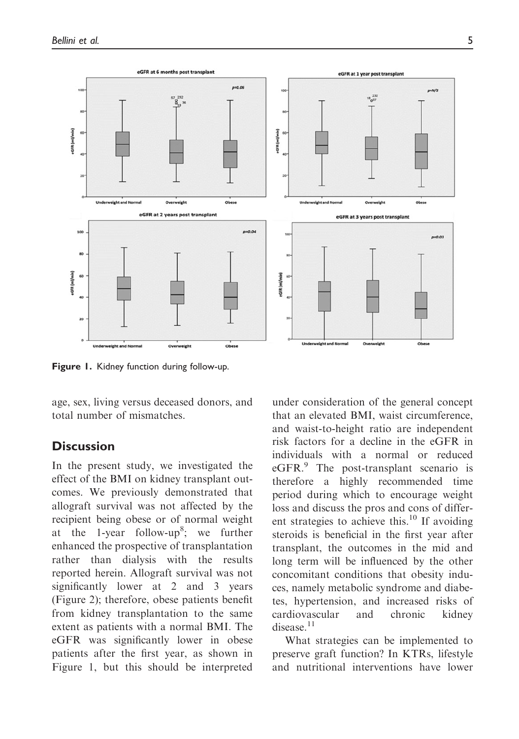Figure 1. Kidney function during follow-up.

age, sex, living versus deceased donors, and total number of mismatches.

## Discussion

In the present study, we investigated the effect of the BMI on kidney transplant outcomes. We previously demonstrated that allograft survival was not affected by the recipient being obese or of normal weight at the 1-year follow-up[8]; we further enhanced the prospective of transplantation rather than dialysis with the results reported herein. Allograft survival was not significantly lower at 2 and 3 years (Figure 2); therefore, obese patients benefit from kidney transplantation to the same extent as patients with a normal BMI. The eGFR was significantly lower in obese patients after the first year, as shown in Figure 1, but this should be interpreted under consideration of the general concept that an elevated BMI, waist circumference, and waist-to-height ratio are independent risk factors for a decline in the eGFR in individuals with a normal or reduced eGFR.[9] The post-transplant scenario is therefore a highly recommended time period during which to encourage weight loss and discuss the pros and cons of different strategies to achieve this.[10] If avoiding steroids is beneficial in the first year after transplant, the outcomes in the mid and long term will be influenced by the other concomitant conditions that obesity induces, namely metabolic syndrome and diabetes, hypertension, and increased risks of cardiovascular and chronic kidney disease.[11]

What strategies can be implemented to preserve graft function? In KTRs, lifestyle and nutritional interventions have lower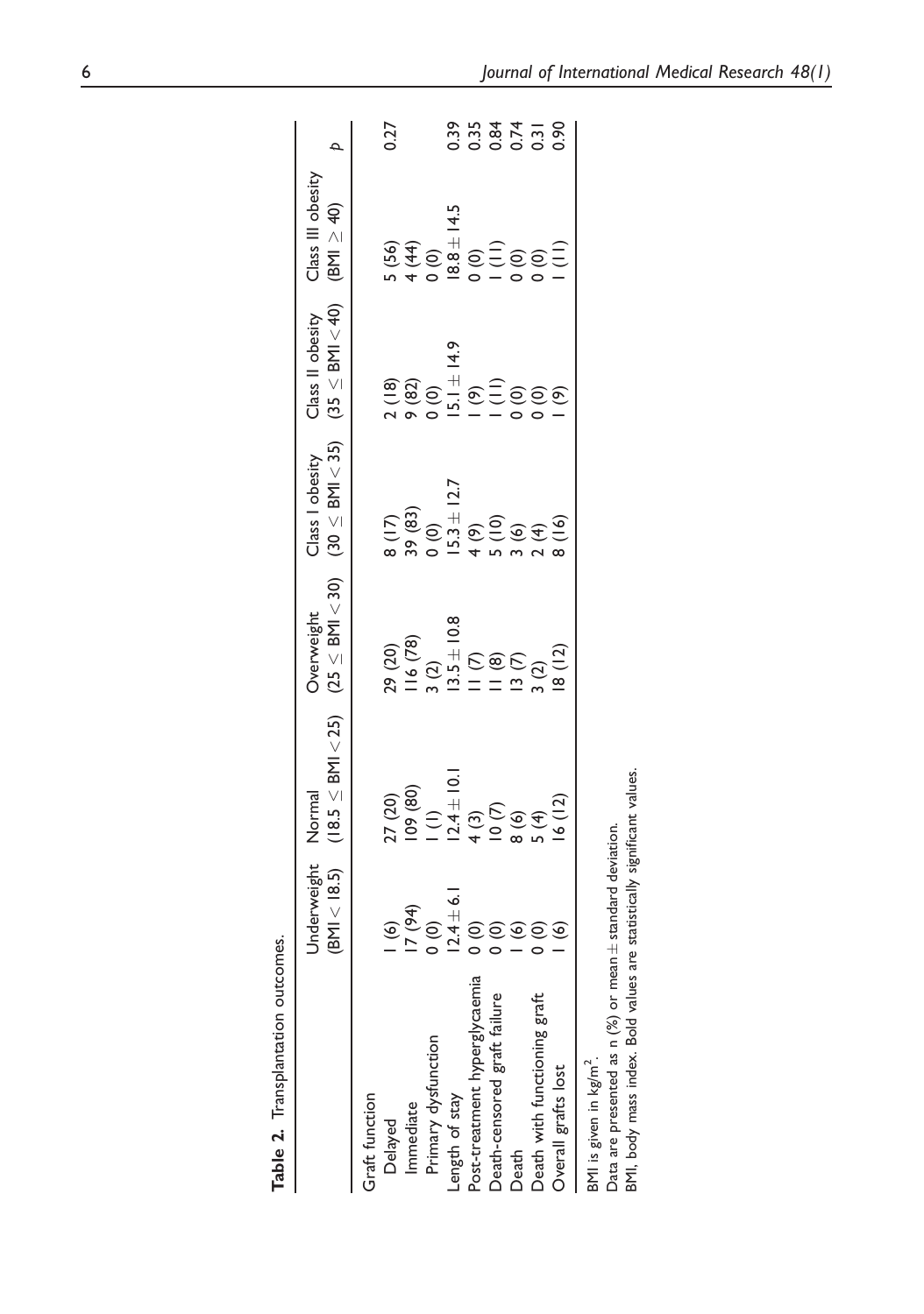**Table 2.** Transplantation outcomes.

| | Underweight (BMI < 18.5) | Normal (18.5 ≤ BMI < 25) | Overweight (25 ≤ BMI < 30) | Class I obesity (30 ≤ BMI < 35) | Class II obesity (35 ≤ BMI < 40) | Class III obesity (BMI ≥ 40) | p |
|---|---|---|---|---|---|---|---|
| Graft function | | | | | | | |
| Delayed | 1 (6) | 27 (20) | 29 (20) | 8 (17) | 2 (18) | 5 (56) | 0.27 |
| Immediate | 17 (94) | 109 (80) | 116 (78) | 39 (83) | 9 (82) | 4 (44) | |
| Primary dysfunction | 0 (0) | 1 (1) | 3 (2) | 0 (0) | 0 (0) | 0 (0) | |
| Length of stay | 12.4 ± 6.1 | 12.4 ± 10.1 | 13.5 ± 10.8 | 15.3 ± 12.7 | 15.1 ± 14.9 | 18.8 ± 14.5 | 0.39 |
| Post-treatment hyperglycaemia | 0 (0) | 4 (3) | 11 (7) | 4 (9) | 1 (9) | 0 (0) | 0.35 |
| Death-censored graft failure | 0 (0) | 10 (7) | 11 (8) | 5 (10) | 1 (11) | 1 (11) | 0.84 |
| Death | 1 (6) | 8 (6) | 13 (7) | 3 (6) | 0 (0) | 0 (0) | 0.74 |
| Death with functioning graft | 0 (0) | 5 (4) | 3 (2) | 2 (4) | 0 (0) | 0 (0) | 0.31 |
| Overall grafts lost | 1 (6) | 16 (12) | 18 (12) | 8 (16) | 1 (9) | 1 (11) | 0.90 |

BMI is given in kg/m$^2$.
Data are presented as n (%) or mean ± standard deviation.
BMI, body mass index. Bold values are statistically significant values.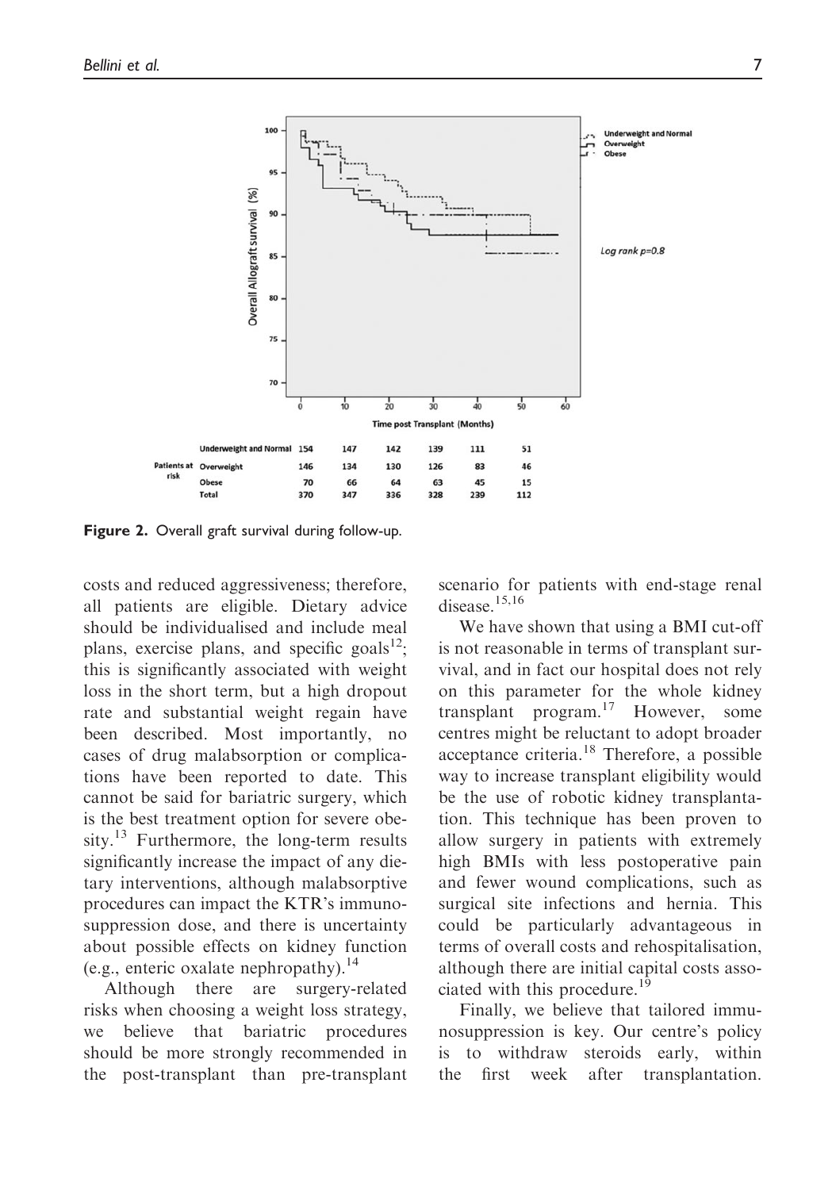| Patients at risk | 0 | 10 | 20 | 30 | 40 | 50 |
| --- | --- | --- | --- | --- | --- | --- |
| Underweight and Normal | 154 | 147 | 142 | 139 | 111 | 51 |
| Overweight | 146 | 134 | 130 | 126 | 83 | 46 |
| Obese | 70 | 66 | 64 | 63 | 45 | 15 |
| Total | 370 | 347 | 336 | 328 | 239 | 112 |

**Figure 2.** Overall graft survival during follow-up.

costs and reduced aggressiveness; therefore, all patients are eligible. Dietary advice should be individualised and include meal plans, exercise plans, and specific goals[12]; this is significantly associated with weight loss in the short term, but a high dropout rate and substantial weight regain have been described. Most importantly, no cases of drug malabsorption or complications have been reported to date. This cannot be said for bariatric surgery, which is the best treatment option for severe obesity.[13] Furthermore, the long-term results significantly increase the impact of any dietary interventions, although malabsorptive procedures can impact the KTR's immunosuppression dose, and there is uncertainty about possible effects on kidney function (e.g., enteric oxalate nephropathy).[14]

Although there are surgery-related risks when choosing a weight loss strategy, we believe that bariatric procedures should be more strongly recommended in the post-transplant than pre-transplant scenario for patients with end-stage renal disease.[15,16]

We have shown that using a BMI cut-off is not reasonable in terms of transplant survival, and in fact our hospital does not rely on this parameter for the whole kidney transplant program.[17] However, some centres might be reluctant to adopt broader acceptance criteria.[18] Therefore, a possible way to increase transplant eligibility would be the use of robotic kidney transplantation. This technique has been proven to allow surgery in patients with extremely high BMIs with less postoperative pain and fewer wound complications, such as surgical site infections and hernia. This could be particularly advantageous in terms of overall costs and rehospitalisation, although there are initial capital costs associated with this procedure.[19]

Finally, we believe that tailored immunosuppression is key. Our centre's policy is to withdraw steroids early, within the first week after transplantation.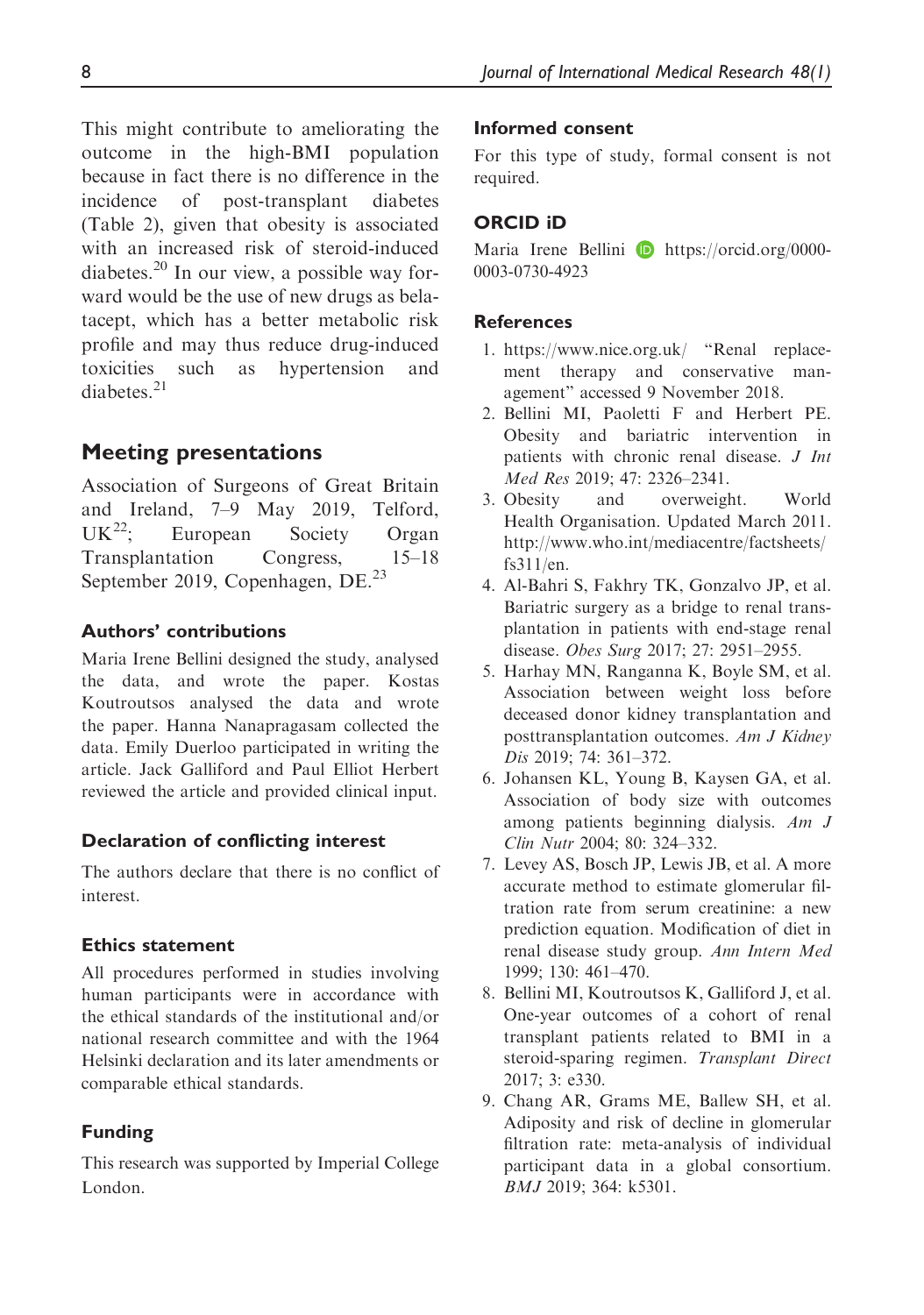This might contribute to ameliorating the outcome in the high-BMI population because in fact there is no difference in the incidence of post-transplant diabetes (Table 2), given that obesity is associated with an increased risk of steroid-induced diabetes.[20] In our view, a possible way forward would be the use of new drugs as belatacept, which has a better metabolic risk profile and may thus reduce drug-induced toxicities such as hypertension and diabetes.[21]

## Meeting presentations

Association of Surgeons of Great Britain and Ireland, 7–9 May 2019, Telford, UK[22]; European Society Organ Transplantation Congress, 15–18 September 2019, Copenhagen, DE.[23]

### Authors' contributions

Maria Irene Bellini designed the study, analysed the data, and wrote the paper. Kostas Koutroutsos analysed the data and wrote the paper. Hanna Nanapragasam collected the data. Emily Duerloo participated in writing the article. Jack Galliford and Paul Elliot Herbert reviewed the article and provided clinical input.

### Declaration of conflicting interest

The authors declare that there is no conflict of interest.

### Ethics statement

All procedures performed in studies involving human participants were in accordance with the ethical standards of the institutional and/or national research committee and with the 1964 Helsinki declaration and its later amendments or comparable ethical standards.

### Funding

This research was supported by Imperial College London.

### Informed consent

For this type of study, formal consent is not required.

### ORCID iD

Maria Irene Bellini https://orcid.org/0000-0003-0730-4923

### References

1. https://www.nice.org.uk/ "Renal replacement therapy and conservative management" accessed 9 November 2018.
2. Bellini MI, Paoletti F and Herbert PE. Obesity and bariatric intervention in patients with chronic renal disease. *J Int Med Res* 2019; 47: 2326–2341.
3. Obesity and overweight. World Health Organisation. Updated March 2011. http://www.who.int/mediacentre/factsheets/fs311/en.
4. Al-Bahri S, Fakhry TK, Gonzalvo JP, et al. Bariatric surgery as a bridge to renal transplantation in patients with end-stage renal disease. *Obes Surg* 2017; 27: 2951–2955.
5. Harhay MN, Ranganna K, Boyle SM, et al. Association between weight loss before deceased donor kidney transplantation and posttransplantation outcomes. *Am J Kidney Dis* 2019; 74: 361–372.
6. Johansen KL, Young B, Kaysen GA, et al. Association of body size with outcomes among patients beginning dialysis. *Am J Clin Nutr* 2004; 80: 324–332.
7. Levey AS, Bosch JP, Lewis JB, et al. A more accurate method to estimate glomerular filtration rate from serum creatinine: a new prediction equation. Modification of diet in renal disease study group. *Ann Intern Med* 1999; 130: 461–470.
8. Bellini MI, Koutroutsos K, Galliford J, et al. One-year outcomes of a cohort of renal transplant patients related to BMI in a steroid-sparing regimen. *Transplant Direct* 2017; 3: e330.
9. Chang AR, Grams ME, Ballew SH, et al. Adiposity and risk of decline in glomerular filtration rate: meta-analysis of individual participant data in a global consortium. *BMJ* 2019; 364: k5301.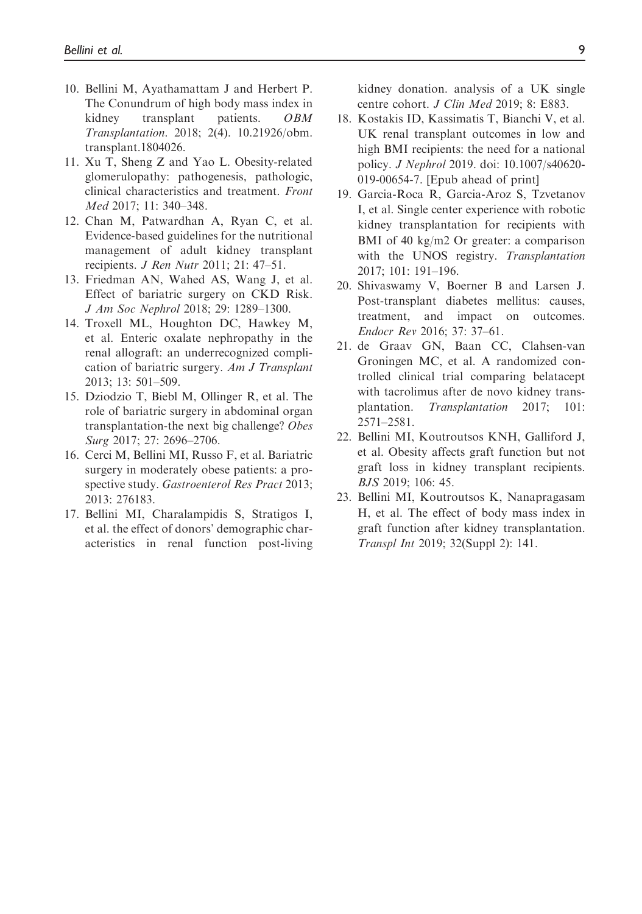10. Bellini M, Ayathamattam J and Herbert P. The Conundrum of high body mass index in kidney transplant patients. *OBM Transplantation*. 2018; 2(4). 10.21926/obm.transplant.1804026.
11. Xu T, Sheng Z and Yao L. Obesity-related glomerulopathy: pathogenesis, pathologic, clinical characteristics and treatment. *Front Med* 2017; 11: 340–348.
12. Chan M, Patwardhan A, Ryan C, et al. Evidence-based guidelines for the nutritional management of adult kidney transplant recipients. *J Ren Nutr* 2011; 21: 47–51.
13. Friedman AN, Wahed AS, Wang J, et al. Effect of bariatric surgery on CKD Risk. *J Am Soc Nephrol* 2018; 29: 1289–1300.
14. Troxell ML, Houghton DC, Hawkey M, et al. Enteric oxalate nephropathy in the renal allograft: an underrecognized complication of bariatric surgery. *Am J Transplant* 2013; 13: 501–509.
15. Dziodzio T, Biebl M, Ollinger R, et al. The role of bariatric surgery in abdominal organ transplantation-the next big challenge? *Obes Surg* 2017; 27: 2696–2706.
16. Cerci M, Bellini MI, Russo F, et al. Bariatric surgery in moderately obese patients: a prospective study. *Gastroenterol Res Pract* 2013; 2013: 276183.
17. Bellini MI, Charalampidis S, Stratigos I, et al. the effect of donors' demographic characteristics in renal function post-living kidney donation. analysis of a UK single centre cohort. *J Clin Med* 2019; 8: E883.
18. Kostakis ID, Kassimatis T, Bianchi V, et al. UK renal transplant outcomes in low and high BMI recipients: the need for a national policy. *J Nephrol* 2019. doi: 10.1007/s40620-019-00654-7. [Epub ahead of print]
19. Garcia-Roca R, Garcia-Aroz S, Tzvetanov I, et al. Single center experience with robotic kidney transplantation for recipients with BMI of 40 kg/m2 Or greater: a comparison with the UNOS registry. *Transplantation* 2017; 101: 191–196.
20. Shivaswamy V, Boerner B and Larsen J. Post-transplant diabetes mellitus: causes, treatment, and impact on outcomes. *Endocr Rev* 2016; 37: 37–61.
21. de Graav GN, Baan CC, Clahsen-van Groningen MC, et al. A randomized controlled clinical trial comparing belatacept with tacrolimus after de novo kidney transplantation. *Transplantation* 2017; 101: 2571–2581.
22. Bellini MI, Koutroutsos KNH, Galliford J, et al. Obesity affects graft function but not graft loss in kidney transplant recipients. *BJS* 2019; 106: 45.
23. Bellini MI, Koutroutsos K, Nanapragasam H, et al. The effect of body mass index in graft function after kidney transplantation. *Transpl Int* 2019; 32(Suppl 2): 141.